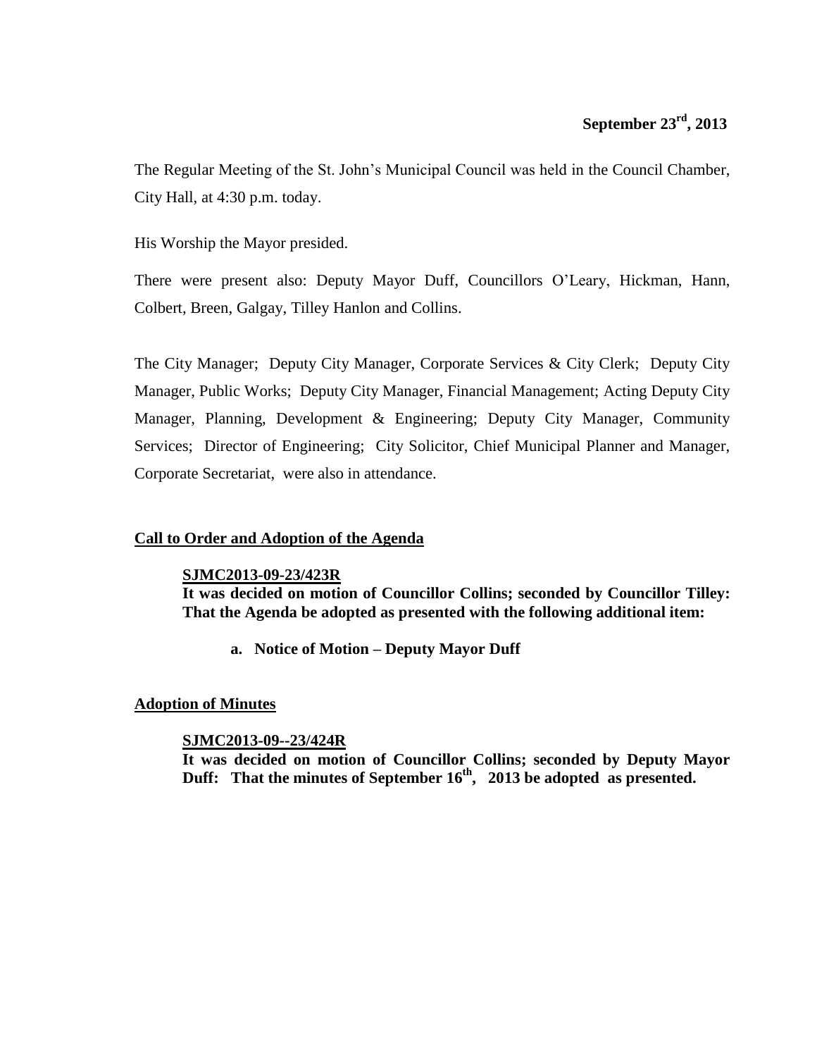**September 23rd, 2013**

The Regular Meeting of the St. John's Municipal Council was held in the Council Chamber, City Hall, at 4:30 p.m. today.

His Worship the Mayor presided.

There were present also: Deputy Mayor Duff, Councillors O'Leary, Hickman, Hann, Colbert, Breen, Galgay, Tilley Hanlon and Collins.

The City Manager; Deputy City Manager, Corporate Services & City Clerk; Deputy City Manager, Public Works; Deputy City Manager, Financial Management; Acting Deputy City Manager, Planning, Development & Engineering; Deputy City Manager, Community Services; Director of Engineering; City Solicitor, Chief Municipal Planner and Manager, Corporate Secretariat, were also in attendance.

## Call to Order and Adoption of the Agenda

**SJMC2013-09-23/423R**
**It was decided on motion of Councillor Collins; seconded by Councillor Tilley: That the Agenda be adopted as presented with the following additional item:**

**a. Notice of Motion – Deputy Mayor Duff**

## Adoption of Minutes

**SJMC2013-09--23/424R**
**It was decided on motion of Councillor Collins; seconded by Deputy Mayor Duff: That the minutes of September 16th, 2013 be adopted as presented.**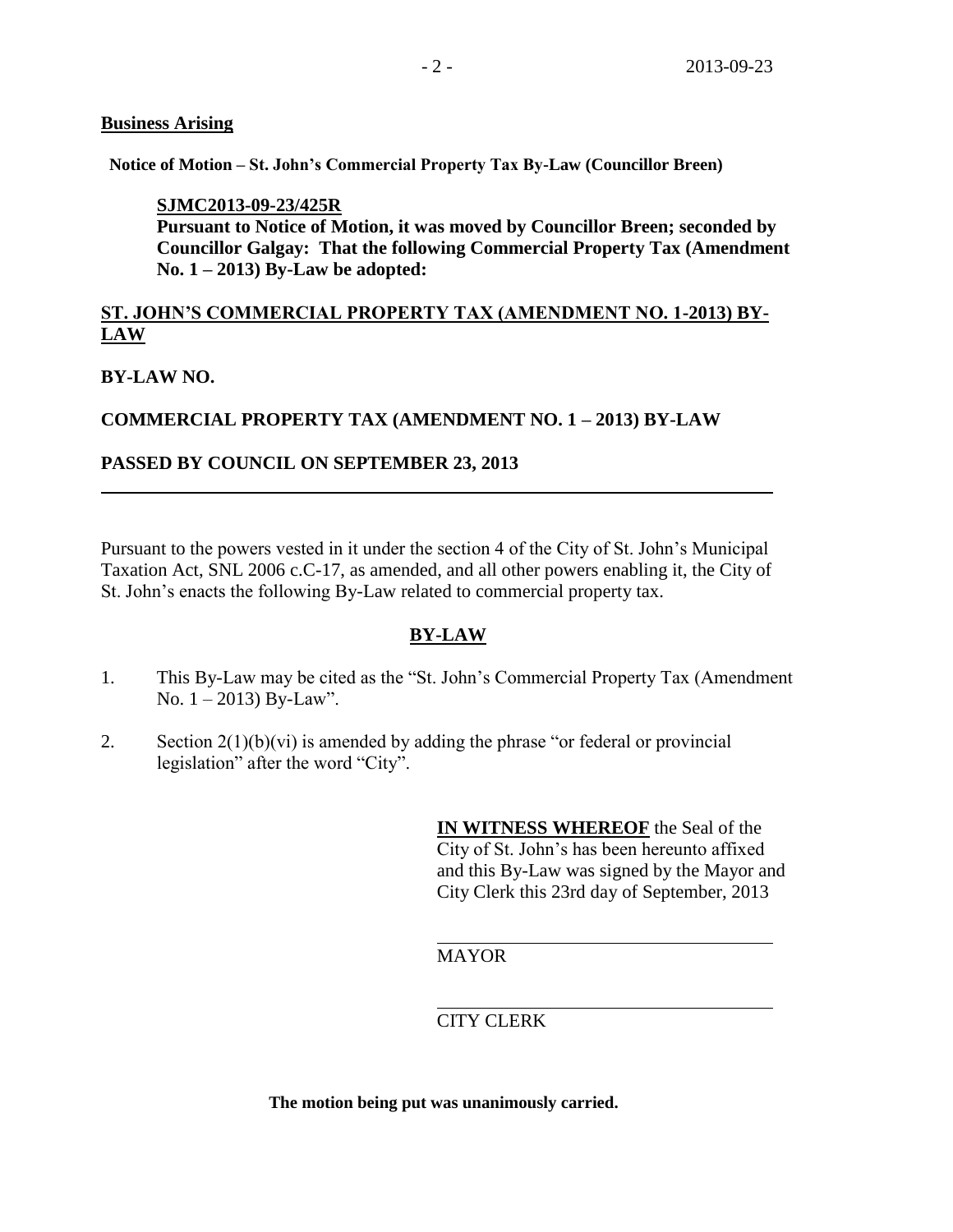**Business Arising**

**Notice of Motion – St. John's Commercial Property Tax By-Law (Councillor Breen)**

**SJMC2013-09-23/425R**
**Pursuant to Notice of Motion, it was moved by Councillor Breen; seconded by Councillor Galgay: That the following Commercial Property Tax (Amendment No. 1 – 2013) By-Law be adopted:**

**ST. JOHN'S COMMERCIAL PROPERTY TAX (AMENDMENT NO. 1-2013) BY-LAW**

**BY-LAW NO.**

**COMMERCIAL PROPERTY TAX (AMENDMENT NO. 1 – 2013) BY-LAW**

**PASSED BY COUNCIL ON SEPTEMBER 23, 2013**

---

Pursuant to the powers vested in it under the section 4 of the City of St. John's Municipal Taxation Act, SNL 2006 c.C-17, as amended, and all other powers enabling it, the City of St. John's enacts the following By-Law related to commercial property tax.

**BY-LAW**

1. This By-Law may be cited as the "St. John's Commercial Property Tax (Amendment No. 1 – 2013) By-Law".

2. Section 2(1)(b)(vi) is amended by adding the phrase "or federal or provincial legislation" after the word "City".

**IN WITNESS WHEREOF** the Seal of the City of St. John's has been hereunto affixed and this By-Law was signed by the Mayor and City Clerk this 23rd day of September, 2013

MAYOR

CITY CLERK

**The motion being put was unanimously carried.**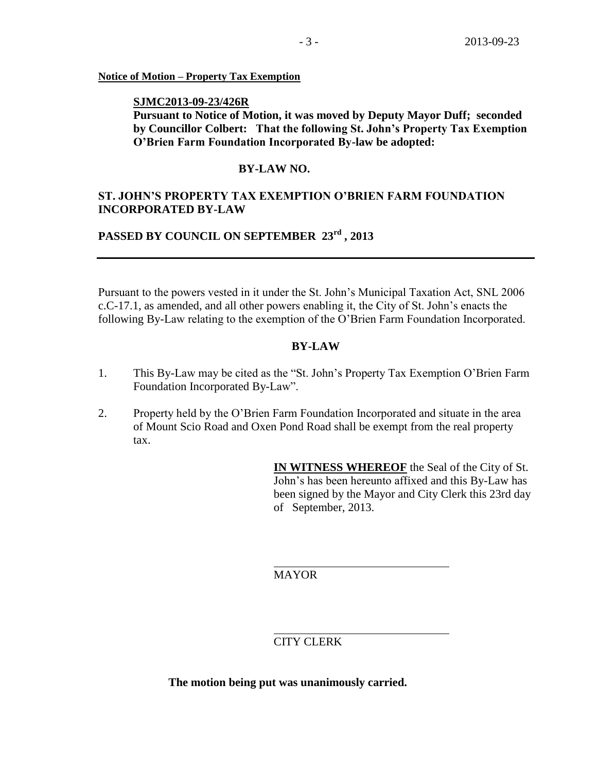**Notice of Motion – Property Tax Exemption**

**SJMC2013-09-23/426R**

**Pursuant to Notice of Motion, it was moved by Deputy Mayor Duff; seconded by Councillor Colbert: That the following St. John's Property Tax Exemption O'Brien Farm Foundation Incorporated By-law be adopted:**

**BY-LAW NO.**

**ST. JOHN'S PROPERTY TAX EXEMPTION O'BRIEN FARM FOUNDATION INCORPORATED BY-LAW**

**PASSED BY COUNCIL ON SEPTEMBER 23rd , 2013**

---

Pursuant to the powers vested in it under the St. John's Municipal Taxation Act, SNL 2006 c.C-17.1, as amended, and all other powers enabling it, the City of St. John's enacts the following By-Law relating to the exemption of the O'Brien Farm Foundation Incorporated.

**BY-LAW**

1. This By-Law may be cited as the "St. John's Property Tax Exemption O'Brien Farm Foundation Incorporated By-Law".

2. Property held by the O'Brien Farm Foundation Incorporated and situate in the area of Mount Scio Road and Oxen Pond Road shall be exempt from the real property tax.

**IN WITNESS WHEREOF** the Seal of the City of St. John's has been hereunto affixed and this By-Law has been signed by the Mayor and City Clerk this 23rd day of September, 2013.

MAYOR

CITY CLERK

**The motion being put was unanimously carried.**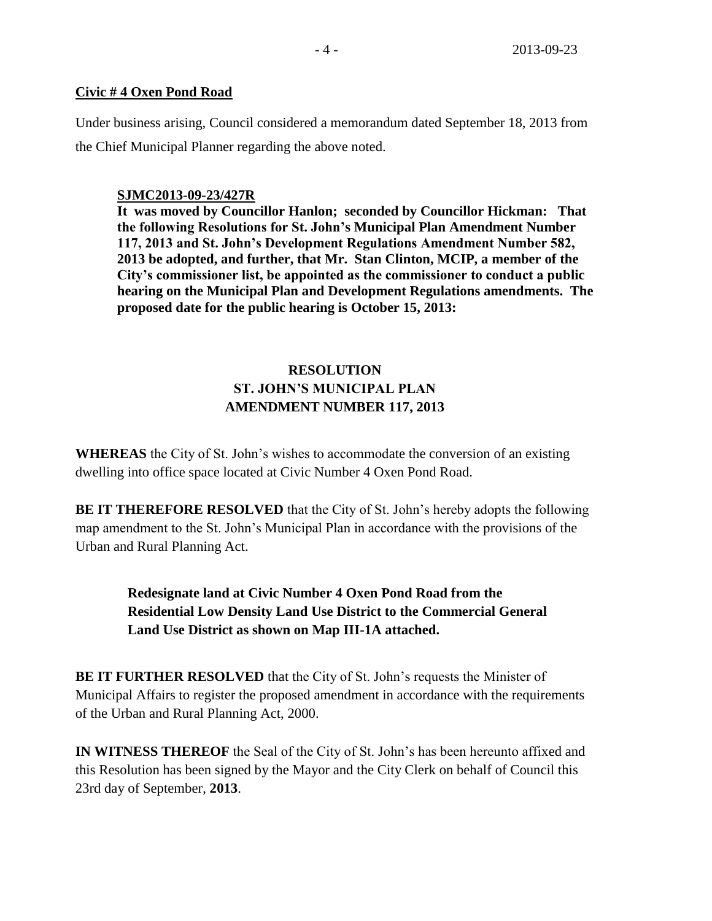**Civic # 4 Oxen Pond Road**

Under business arising, Council considered a memorandum dated September 18, 2013 from the Chief Municipal Planner regarding the above noted.

> **SJMC2013-09-23/427R**
>
> **It was moved by Councillor Hanlon; seconded by Councillor Hickman: That the following Resolutions for St. John's Municipal Plan Amendment Number 117, 2013 and St. John's Development Regulations Amendment Number 582, 2013 be adopted, and further, that Mr. Stan Clinton, MCIP, a member of the City's commissioner list, be appointed as the commissioner to conduct a public hearing on the Municipal Plan and Development Regulations amendments. The proposed date for the public hearing is October 15, 2013:**

**RESOLUTION**
**ST. JOHN'S MUNICIPAL PLAN**
**AMENDMENT NUMBER 117, 2013**

**WHEREAS** the City of St. John's wishes to accommodate the conversion of an existing dwelling into office space located at Civic Number 4 Oxen Pond Road.

**BE IT THEREFORE RESOLVED** that the City of St. John's hereby adopts the following map amendment to the St. John's Municipal Plan in accordance with the provisions of the Urban and Rural Planning Act.

> **Redesignate land at Civic Number 4 Oxen Pond Road from the Residential Low Density Land Use District to the Commercial General Land Use District as shown on Map III-1A attached.**

**BE IT FURTHER RESOLVED** that the City of St. John's requests the Minister of Municipal Affairs to register the proposed amendment in accordance with the requirements of the Urban and Rural Planning Act, 2000.

**IN WITNESS THEREOF** the Seal of the City of St. John's has been hereunto affixed and this Resolution has been signed by the Mayor and the City Clerk on behalf of Council this 23rd day of September, **2013**.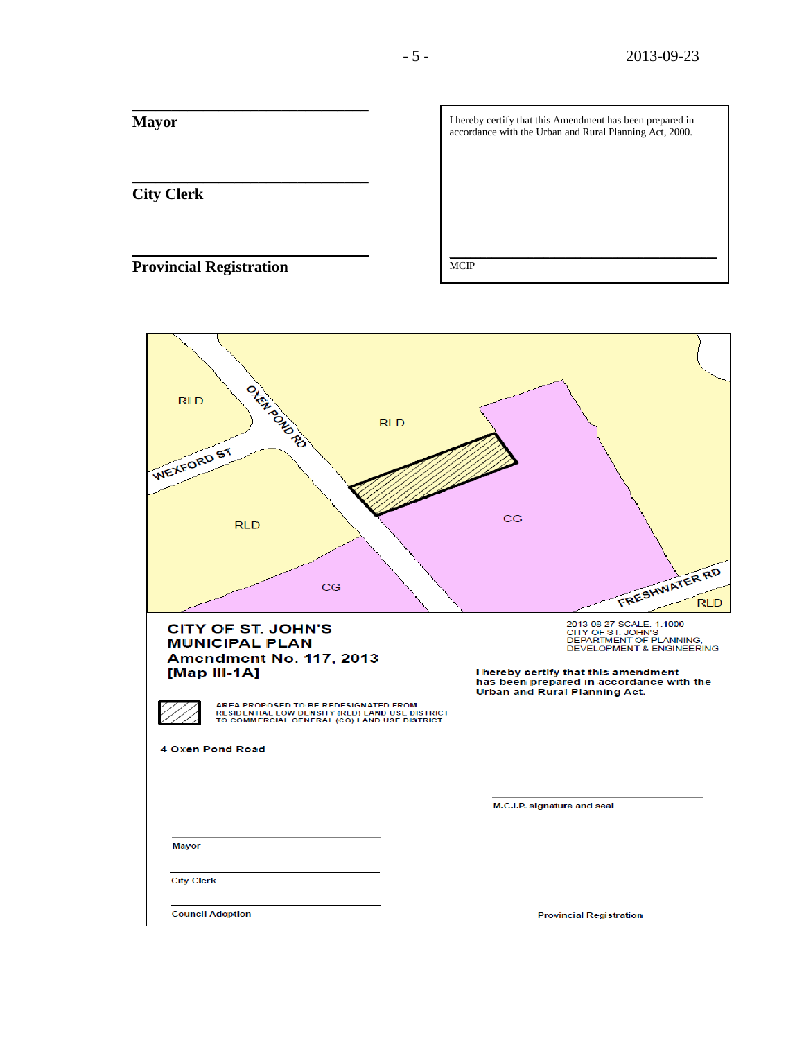**Mayor**

**City Clerk**

**Provincial Registration**

I hereby certify that this Amendment has been prepared in accordance with the Urban and Rural Planning Act, 2000.

MCIP

RLD

OXEN POND RD

RLD

WEXFORD ST

RLD

CG

CG

FRESHWATER RD

RLD

**CITY OF ST. JOHN'S**
**MUNICIPAL PLAN**
**Amendment No. 117, 2013**
**[Map III-1A]**

2013 08 27 SCALE: 1:1000
CITY OF ST. JOHN'S
DEPARTMENT OF PLANNING, DEVELOPMENT & ENGINEERING

I hereby certify that this amendment has been prepared in accordance with the Urban and Rural Planning Act.

AREA PROPOSED TO BE REDESIGNATED FROM RESIDENTIAL LOW DENSITY (RLD) LAND USE DISTRICT TO COMMERCIAL GENERAL (CG) LAND USE DISTRICT

4 Oxen Pond Road

M.C.I.P. signature and seal

Mayor

City Clerk

Council Adoption

Provincial Registration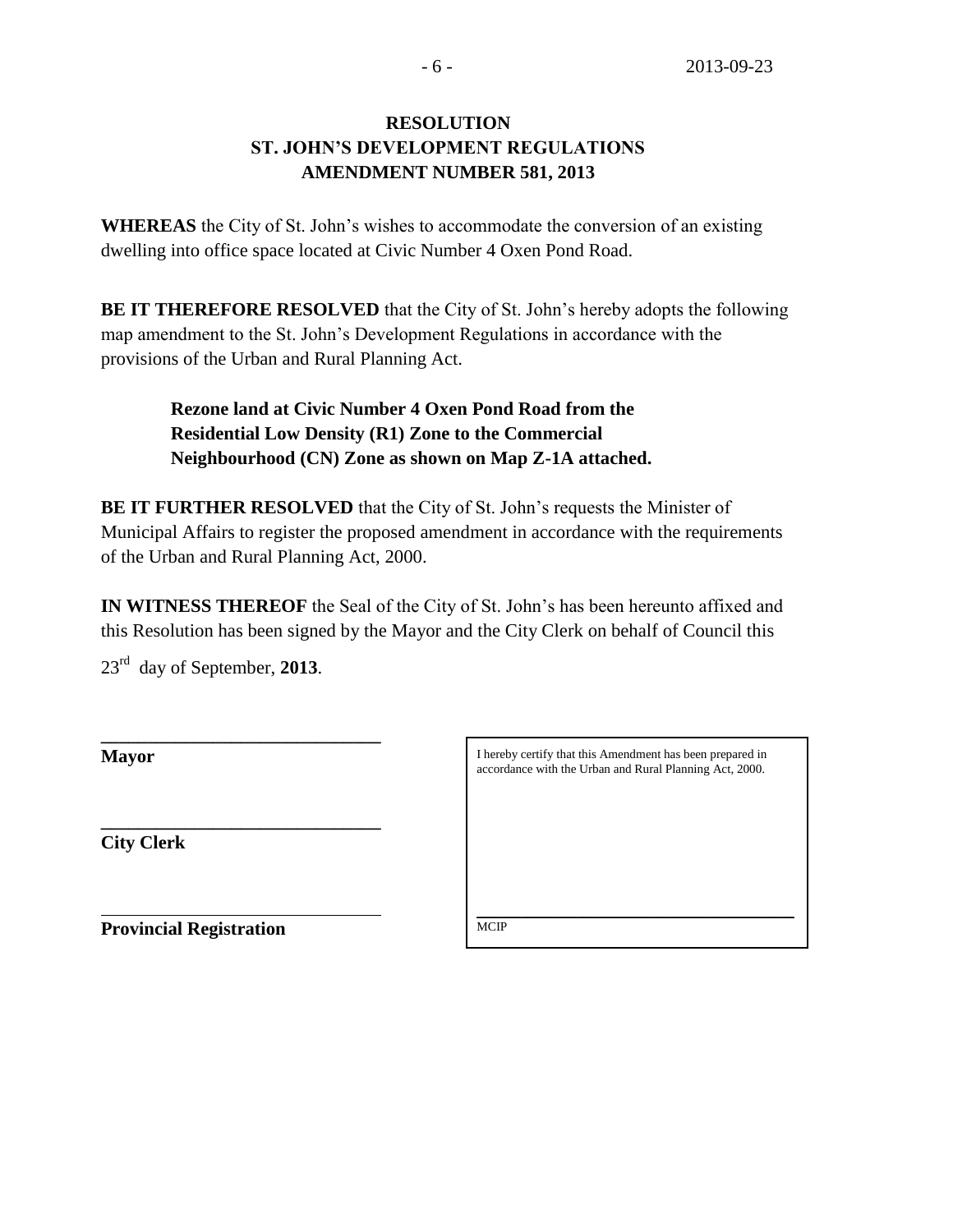**RESOLUTION**
**ST. JOHN'S DEVELOPMENT REGULATIONS**
**AMENDMENT NUMBER 581, 2013**

**WHEREAS** the City of St. John's wishes to accommodate the conversion of an existing dwelling into office space located at Civic Number 4 Oxen Pond Road.

**BE IT THEREFORE RESOLVED** that the City of St. John's hereby adopts the following map amendment to the St. John's Development Regulations in accordance with the provisions of the Urban and Rural Planning Act.

> **Rezone land at Civic Number 4 Oxen Pond Road from the Residential Low Density (R1) Zone to the Commercial Neighbourhood (CN) Zone as shown on Map Z-1A attached.**

**BE IT FURTHER RESOLVED** that the City of St. John's requests the Minister of Municipal Affairs to register the proposed amendment in accordance with the requirements of the Urban and Rural Planning Act, 2000.

**IN WITNESS THEREOF** the Seal of the City of St. John's has been hereunto affixed and this Resolution has been signed by the Mayor and the City Clerk on behalf of Council this 23rd day of September, **2013**.

______________________________
**Mayor**

______________________________
**City Clerk**

______________________________
**Provincial Registration**

I hereby certify that this Amendment has been prepared in accordance with the Urban and Rural Planning Act, 2000.

______________________________
MCIP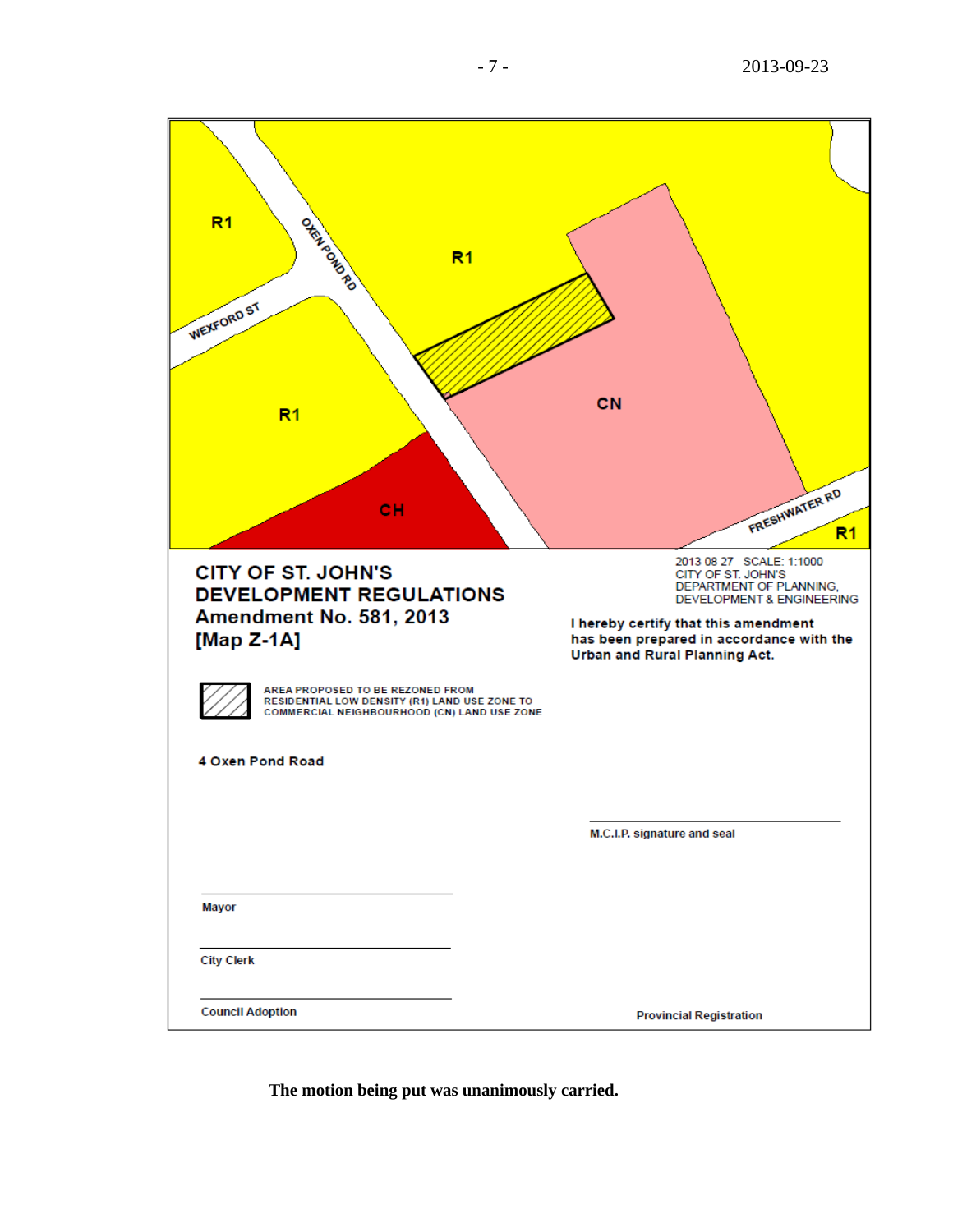R1

OXEN POND RD

R1

WEXFORD ST

R1

CN

CH

FRESHWATER RD

R1

**CITY OF ST. JOHN'S**
**DEVELOPMENT REGULATIONS**
**Amendment No. 581, 2013**
**[Map Z-1A]**

2013 08 27 SCALE: 1:1000
CITY OF ST. JOHN'S
DEPARTMENT OF PLANNING,
DEVELOPMENT & ENGINEERING

**I hereby certify that this amendment has been prepared in accordance with the Urban and Rural Planning Act.**

AREA PROPOSED TO BE REZONED FROM RESIDENTIAL LOW DENSITY (R1) LAND USE ZONE TO COMMERCIAL NEIGHBOURHOOD (CN) LAND USE ZONE

**4 Oxen Pond Road**

M.C.I.P. signature and seal

Mayor

City Clerk

Council Adoption

Provincial Registration

**The motion being put was unanimously carried.**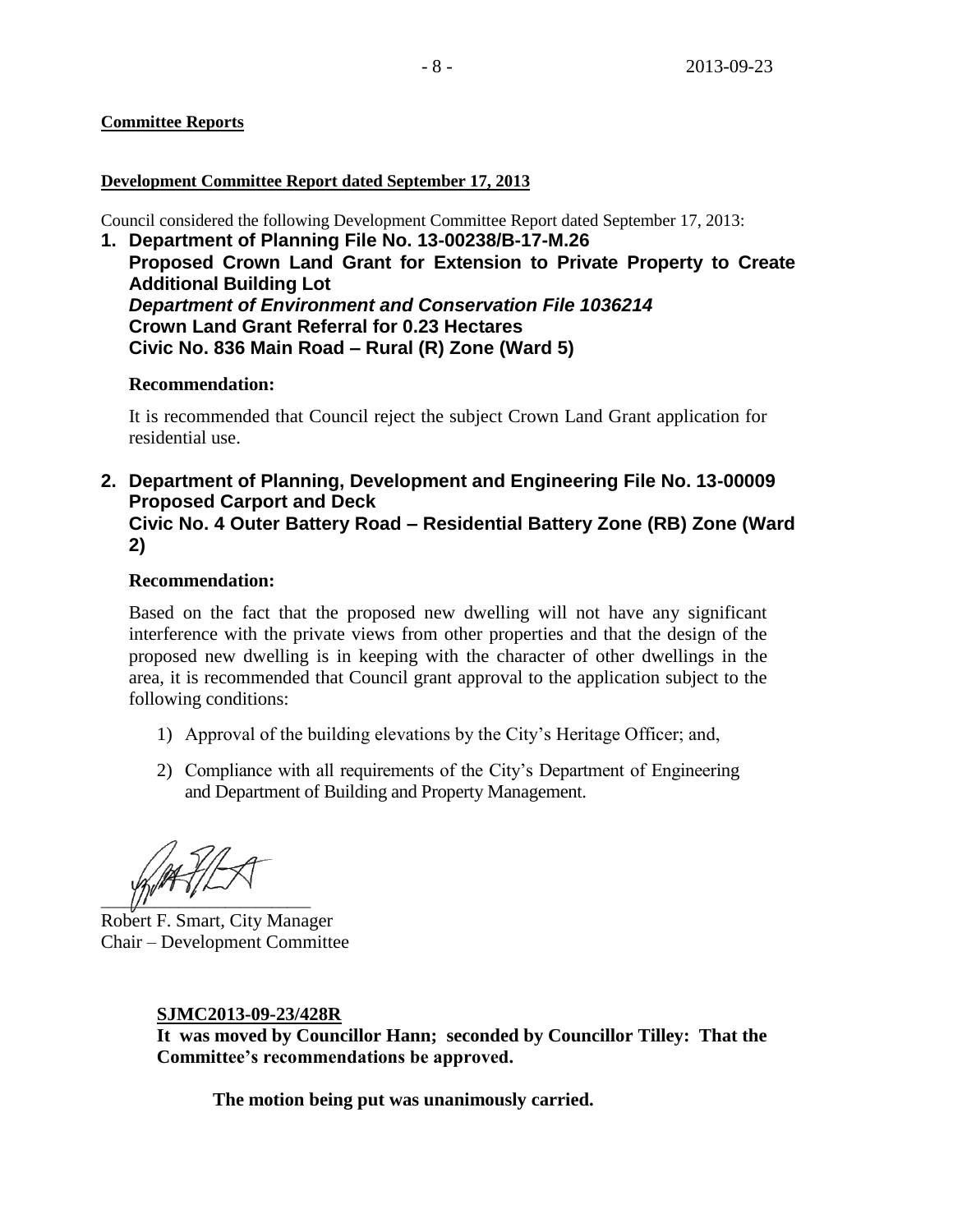**Committee Reports**

**Development Committee Report dated September 17, 2013**

Council considered the following Development Committee Report dated September 17, 2013:

**1. Department of Planning File No. 13-00238/B-17-M.26**
**Proposed Crown Land Grant for Extension to Private Property to Create Additional Building Lot**
***Department of Environment and Conservation File 1036214***
**Crown Land Grant Referral for 0.23 Hectares**
**Civic No. 836 Main Road – Rural (R) Zone (Ward 5)**

**Recommendation:**

It is recommended that Council reject the subject Crown Land Grant application for residential use.

**2. Department of Planning, Development and Engineering File No. 13-00009**
**Proposed Carport and Deck**
**Civic No. 4 Outer Battery Road – Residential Battery Zone (RB) Zone (Ward 2)**

**Recommendation:**

Based on the fact that the proposed new dwelling will not have any significant interference with the private views from other properties and that the design of the proposed new dwelling is in keeping with the character of other dwellings in the area, it is recommended that Council grant approval to the application subject to the following conditions:

1) Approval of the building elevations by the City's Heritage Officer; and,

2) Compliance with all requirements of the City's Department of Engineering and Department of Building and Property Management.

Robert F. Smart, City Manager
Chair – Development Committee

**SJMC2013-09-23/428R**
**It was moved by Councillor Hann; seconded by Councillor Tilley: That the Committee's recommendations be approved.**

**The motion being put was unanimously carried.**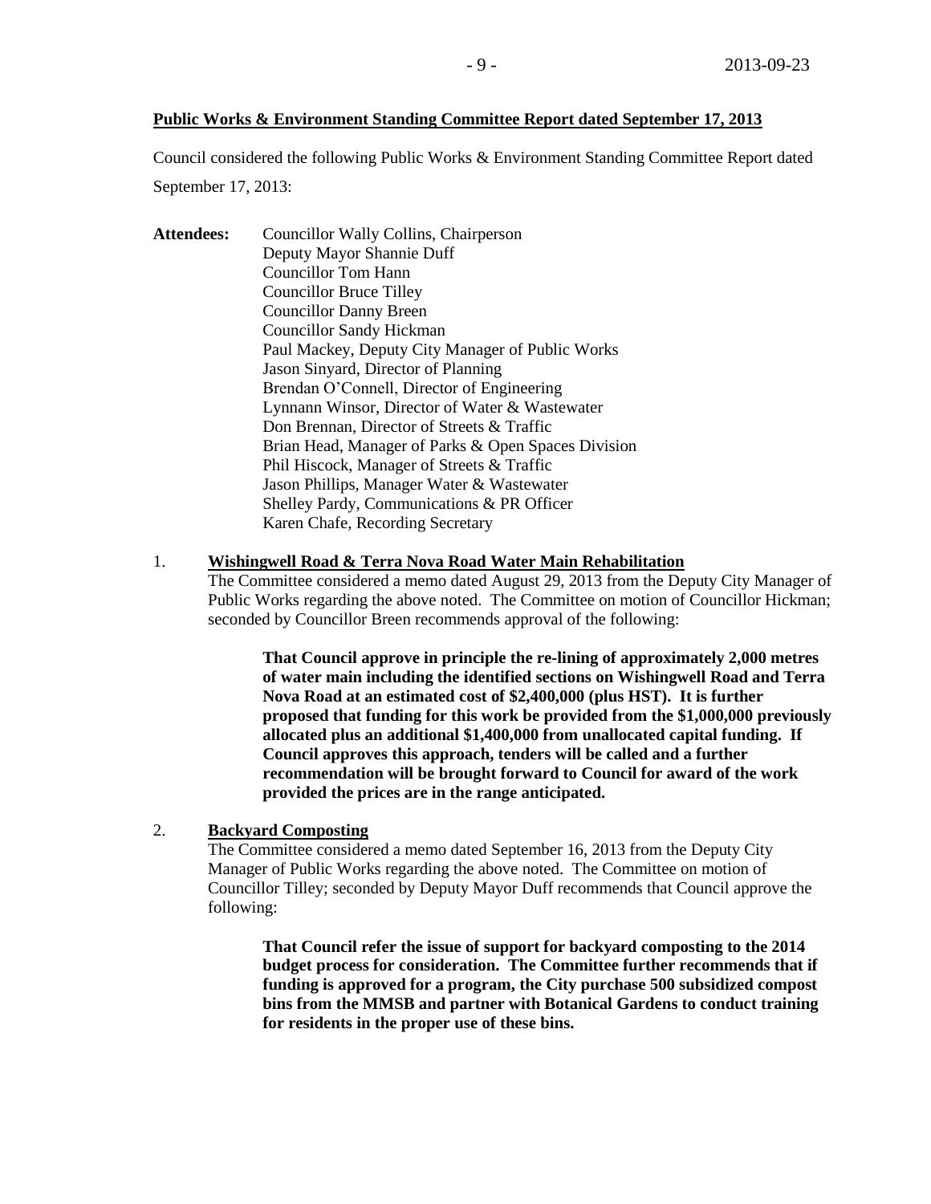**Public Works & Environment Standing Committee Report dated September 17, 2013**

Council considered the following Public Works & Environment Standing Committee Report dated September 17, 2013:

**Attendees:**

Councillor Wally Collins, Chairperson
Deputy Mayor Shannie Duff
Councillor Tom Hann
Councillor Bruce Tilley
Councillor Danny Breen
Councillor Sandy Hickman
Paul Mackey, Deputy City Manager of Public Works
Jason Sinyard, Director of Planning
Brendan O'Connell, Director of Engineering
Lynnann Winsor, Director of Water & Wastewater
Don Brennan, Director of Streets & Traffic
Brian Head, Manager of Parks & Open Spaces Division
Phil Hiscock, Manager of Streets & Traffic
Jason Phillips, Manager Water & Wastewater
Shelley Pardy, Communications & PR Officer
Karen Chafe, Recording Secretary

1. **Wishingwell Road & Terra Nova Road Water Main Rehabilitation**

The Committee considered a memo dated August 29, 2013 from the Deputy City Manager of Public Works regarding the above noted. The Committee on motion of Councillor Hickman; seconded by Councillor Breen recommends approval of the following:

> **That Council approve in principle the re-lining of approximately 2,000 metres of water main including the identified sections on Wishingwell Road and Terra Nova Road at an estimated cost of $2,400,000 (plus HST). It is further proposed that funding for this work be provided from the $1,000,000 previously allocated plus an additional $1,400,000 from unallocated capital funding. If Council approves this approach, tenders will be called and a further recommendation will be brought forward to Council for award of the work provided the prices are in the range anticipated.**

2. **Backyard Composting**

The Committee considered a memo dated September 16, 2013 from the Deputy City Manager of Public Works regarding the above noted. The Committee on motion of Councillor Tilley; seconded by Deputy Mayor Duff recommends that Council approve the following:

> **That Council refer the issue of support for backyard composting to the 2014 budget process for consideration. The Committee further recommends that if funding is approved for a program, the City purchase 500 subsidized compost bins from the MMSB and partner with Botanical Gardens to conduct training for residents in the proper use of these bins.**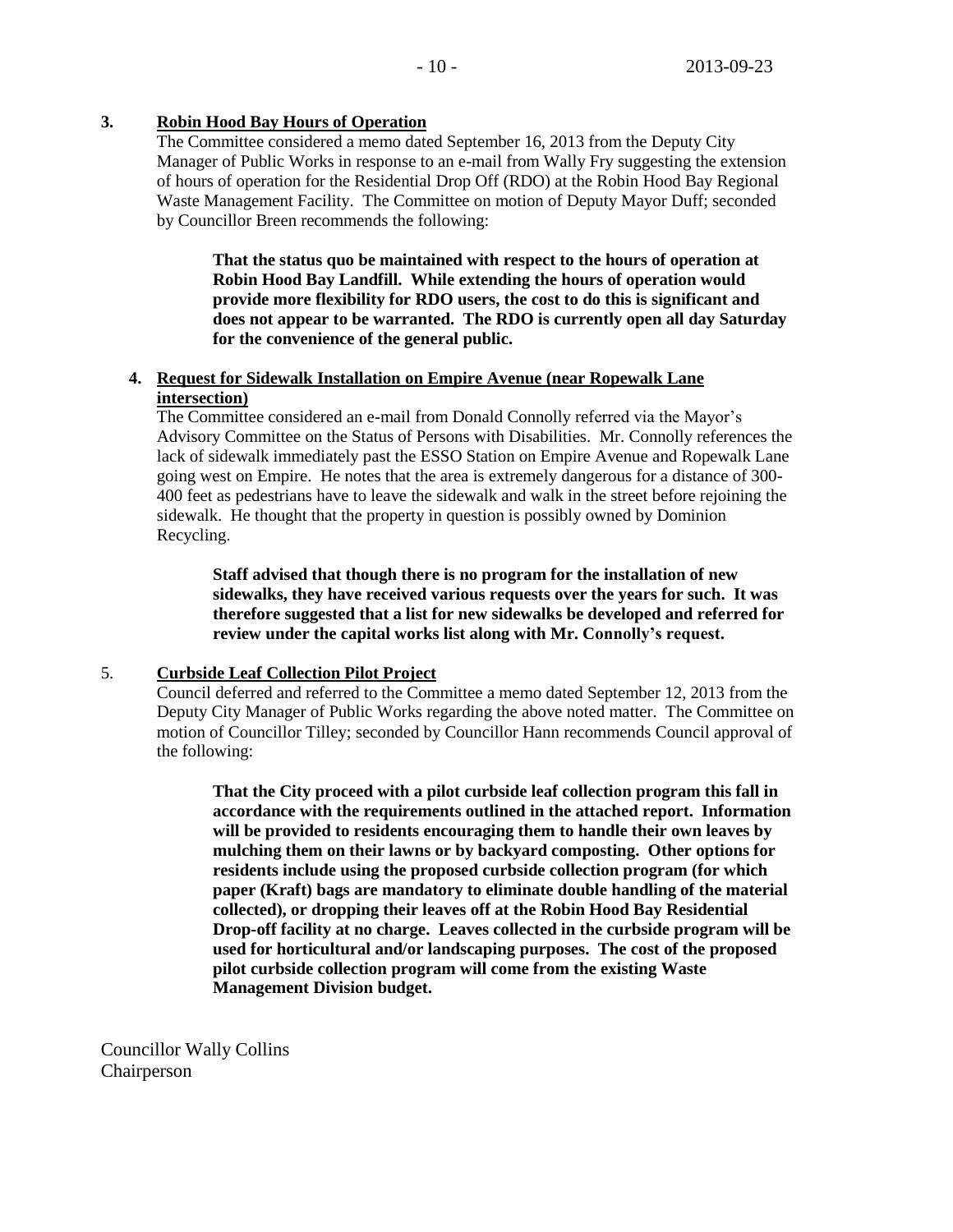**3. Robin Hood Bay Hours of Operation**

The Committee considered a memo dated September 16, 2013 from the Deputy City Manager of Public Works in response to an e-mail from Wally Fry suggesting the extension of hours of operation for the Residential Drop Off (RDO) at the Robin Hood Bay Regional Waste Management Facility. The Committee on motion of Deputy Mayor Duff; seconded by Councillor Breen recommends the following:

> **That the status quo be maintained with respect to the hours of operation at Robin Hood Bay Landfill. While extending the hours of operation would provide more flexibility for RDO users, the cost to do this is significant and does not appear to be warranted. The RDO is currently open all day Saturday for the convenience of the general public.**

**4. Request for Sidewalk Installation on Empire Avenue (near Ropewalk Lane intersection)**

The Committee considered an e-mail from Donald Connolly referred via the Mayor's Advisory Committee on the Status of Persons with Disabilities. Mr. Connolly references the lack of sidewalk immediately past the ESSO Station on Empire Avenue and Ropewalk Lane going west on Empire. He notes that the area is extremely dangerous for a distance of 300-400 feet as pedestrians have to leave the sidewalk and walk in the street before rejoining the sidewalk. He thought that the property in question is possibly owned by Dominion Recycling.

> **Staff advised that though there is no program for the installation of new sidewalks, they have received various requests over the years for such. It was therefore suggested that a list for new sidewalks be developed and referred for review under the capital works list along with Mr. Connolly's request.**

**5. Curbside Leaf Collection Pilot Project**

Council deferred and referred to the Committee a memo dated September 12, 2013 from the Deputy City Manager of Public Works regarding the above noted matter. The Committee on motion of Councillor Tilley; seconded by Councillor Hann recommends Council approval of the following:

> **That the City proceed with a pilot curbside leaf collection program this fall in accordance with the requirements outlined in the attached report. Information will be provided to residents encouraging them to handle their own leaves by mulching them on their lawns or by backyard composting. Other options for residents include using the proposed curbside collection program (for which paper (Kraft) bags are mandatory to eliminate double handling of the material collected), or dropping their leaves off at the Robin Hood Bay Residential Drop-off facility at no charge. Leaves collected in the curbside program will be used for horticultural and/or landscaping purposes. The cost of the proposed pilot curbside collection program will come from the existing Waste Management Division budget.**

Councillor Wally Collins
Chairperson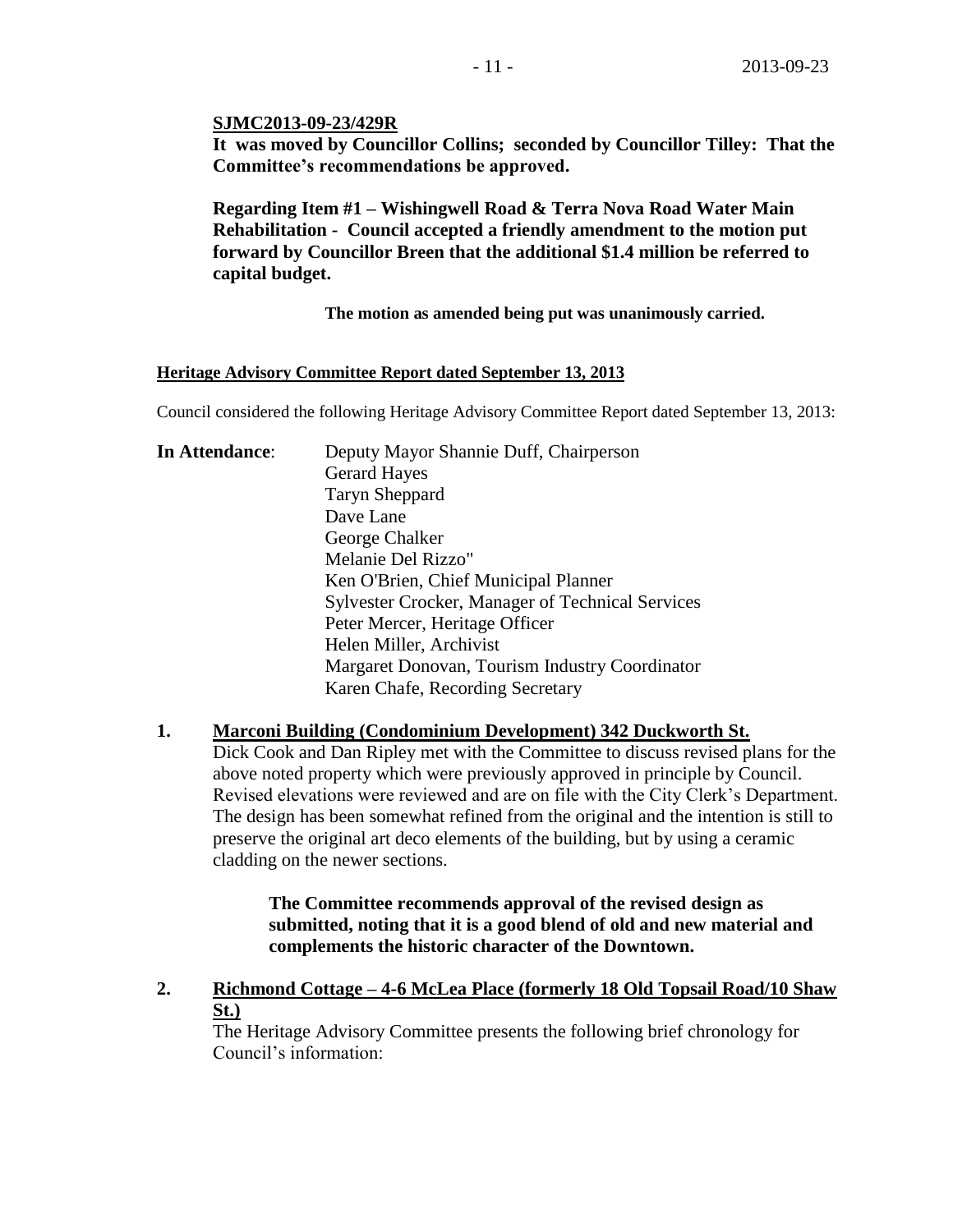**SJMC2013-09-23/429R**

**It was moved by Councillor Collins; seconded by Councillor Tilley: That the Committee's recommendations be approved.**

**Regarding Item #1 – Wishingwell Road & Terra Nova Road Water Main Rehabilitation - Council accepted a friendly amendment to the motion put forward by Councillor Breen that the additional $1.4 million be referred to capital budget.**

**The motion as amended being put was unanimously carried.**

**Heritage Advisory Committee Report dated September 13, 2013**

Council considered the following Heritage Advisory Committee Report dated September 13, 2013:

**In Attendance**:
Deputy Mayor Shannie Duff, Chairperson
Gerard Hayes
Taryn Sheppard
Dave Lane
George Chalker
Melanie Del Rizzo"
Ken O'Brien, Chief Municipal Planner
Sylvester Crocker, Manager of Technical Services
Peter Mercer, Heritage Officer
Helen Miller, Archivist
Margaret Donovan, Tourism Industry Coordinator
Karen Chafe, Recording Secretary

**1. Marconi Building (Condominium Development) 342 Duckworth St.**

Dick Cook and Dan Ripley met with the Committee to discuss revised plans for the above noted property which were previously approved in principle by Council. Revised elevations were reviewed and are on file with the City Clerk's Department. The design has been somewhat refined from the original and the intention is still to preserve the original art deco elements of the building, but by using a ceramic cladding on the newer sections.

**The Committee recommends approval of the revised design as submitted, noting that it is a good blend of old and new material and complements the historic character of the Downtown.**

**2. Richmond Cottage – 4-6 McLea Place (formerly 18 Old Topsail Road/10 Shaw St.)**

The Heritage Advisory Committee presents the following brief chronology for Council's information: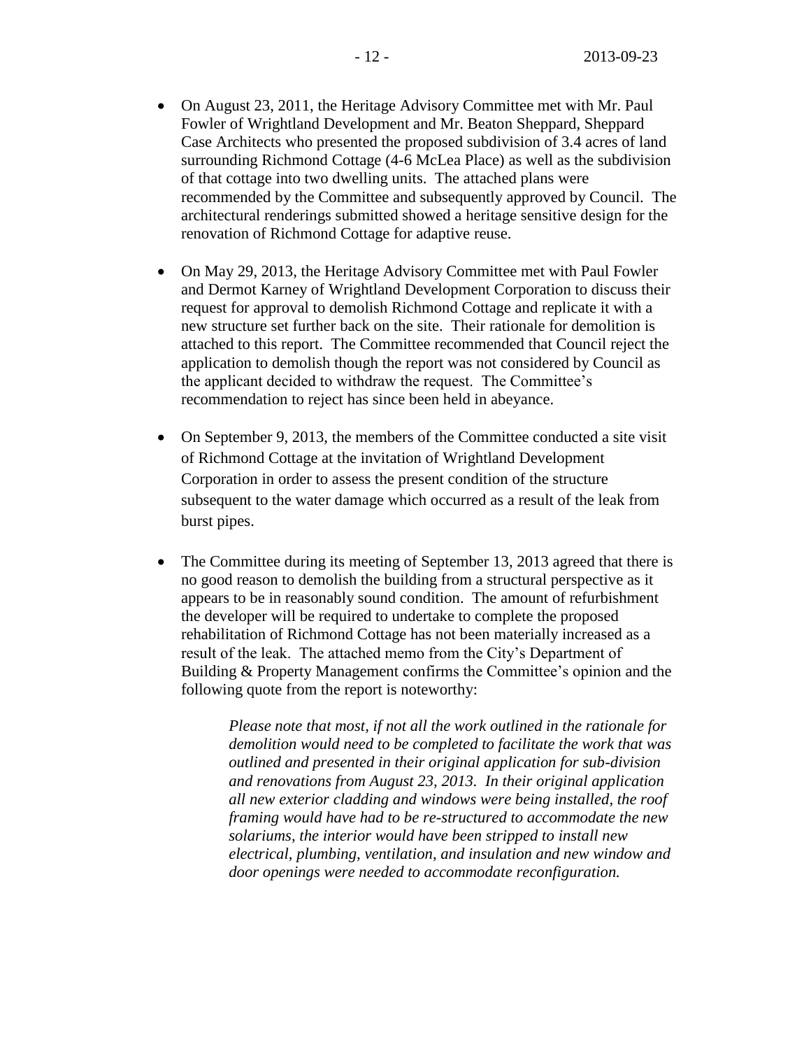- On August 23, 2011, the Heritage Advisory Committee met with Mr. Paul Fowler of Wrightland Development and Mr. Beaton Sheppard, Sheppard Case Architects who presented the proposed subdivision of 3.4 acres of land surrounding Richmond Cottage (4-6 McLea Place) as well as the subdivision of that cottage into two dwelling units. The attached plans were recommended by the Committee and subsequently approved by Council. The architectural renderings submitted showed a heritage sensitive design for the renovation of Richmond Cottage for adaptive reuse.

- On May 29, 2013, the Heritage Advisory Committee met with Paul Fowler and Dermot Karney of Wrightland Development Corporation to discuss their request for approval to demolish Richmond Cottage and replicate it with a new structure set further back on the site. Their rationale for demolition is attached to this report. The Committee recommended that Council reject the application to demolish though the report was not considered by Council as the applicant decided to withdraw the request. The Committee's recommendation to reject has since been held in abeyance.

- On September 9, 2013, the members of the Committee conducted a site visit of Richmond Cottage at the invitation of Wrightland Development Corporation in order to assess the present condition of the structure subsequent to the water damage which occurred as a result of the leak from burst pipes.

- The Committee during its meeting of September 13, 2013 agreed that there is no good reason to demolish the building from a structural perspective as it appears to be in reasonably sound condition. The amount of refurbishment the developer will be required to undertake to complete the proposed rehabilitation of Richmond Cottage has not been materially increased as a result of the leak. The attached memo from the City's Department of Building & Property Management confirms the Committee's opinion and the following quote from the report is noteworthy:

  > *Please note that most, if not all the work outlined in the rationale for demolition would need to be completed to facilitate the work that was outlined and presented in their original application for sub-division and renovations from August 23, 2013. In their original application all new exterior cladding and windows were being installed, the roof framing would have had to be re-structured to accommodate the new solariums, the interior would have been stripped to install new electrical, plumbing, ventilation, and insulation and new window and door openings were needed to accommodate reconfiguration.*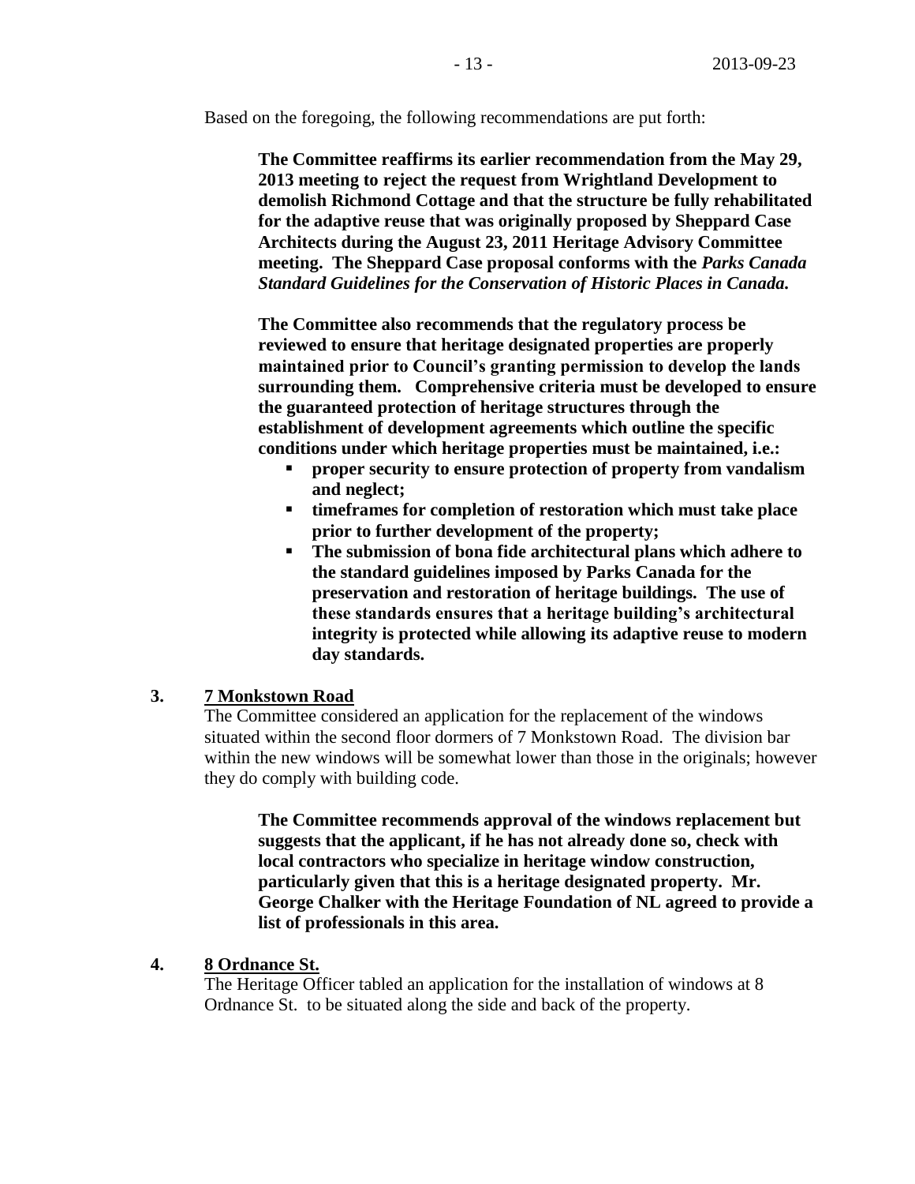Based on the foregoing, the following recommendations are put forth:

> **The Committee reaffirms its earlier recommendation from the May 29, 2013 meeting to reject the request from Wrightland Development to demolish Richmond Cottage and that the structure be fully rehabilitated for the adaptive reuse that was originally proposed by Sheppard Case Architects during the August 23, 2011 Heritage Advisory Committee meeting. The Sheppard Case proposal conforms with the *Parks Canada Standard Guidelines for the Conservation of Historic Places in Canada.***
>
> **The Committee also recommends that the regulatory process be reviewed to ensure that heritage designated properties are properly maintained prior to Council's granting permission to develop the lands surrounding them. Comprehensive criteria must be developed to ensure the guaranteed protection of heritage structures through the establishment of development agreements which outline the specific conditions under which heritage properties must be maintained, i.e.:**
>
> - **proper security to ensure protection of property from vandalism and neglect;**
> - **timeframes for completion of restoration which must take place prior to further development of the property;**
> - **The submission of bona fide architectural plans which adhere to the standard guidelines imposed by Parks Canada for the preservation and restoration of heritage buildings. The use of these standards ensures that a heritage building's architectural integrity is protected while allowing its adaptive reuse to modern day standards.**

**3. <u>7 Monkstown Road</u>**

The Committee considered an application for the replacement of the windows situated within the second floor dormers of 7 Monkstown Road. The division bar within the new windows will be somewhat lower than those in the originals; however they do comply with building code.

> **The Committee recommends approval of the windows replacement but suggests that the applicant, if he has not already done so, check with local contractors who specialize in heritage window construction, particularly given that this is a heritage designated property. Mr. George Chalker with the Heritage Foundation of NL agreed to provide a list of professionals in this area.**

**4. <u>8 Ordnance St.</u>**

The Heritage Officer tabled an application for the installation of windows at 8 Ordnance St. to be situated along the side and back of the property.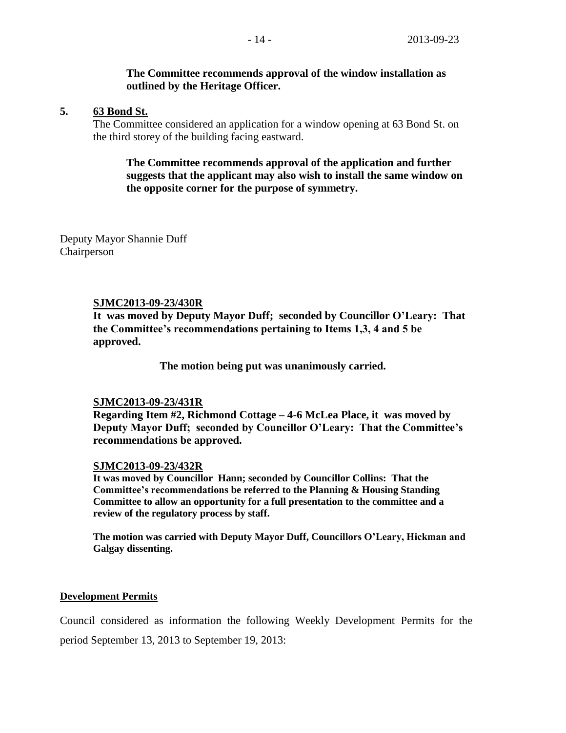**The Committee recommends approval of the window installation as outlined by the Heritage Officer.**

**5. 63 Bond St.**

The Committee considered an application for a window opening at 63 Bond St. on the third storey of the building facing eastward.

**The Committee recommends approval of the application and further suggests that the applicant may also wish to install the same window on the opposite corner for the purpose of symmetry.**

Deputy Mayor Shannie Duff
Chairperson

**SJMC2013-09-23/430R**

**It was moved by Deputy Mayor Duff; seconded by Councillor O'Leary: That the Committee's recommendations pertaining to Items 1,3, 4 and 5 be approved.**

**The motion being put was unanimously carried.**

**SJMC2013-09-23/431R**

**Regarding Item #2, Richmond Cottage – 4-6 McLea Place, it was moved by Deputy Mayor Duff; seconded by Councillor O'Leary: That the Committee's recommendations be approved.**

**SJMC2013-09-23/432R**

**It was moved by Councillor Hann; seconded by Councillor Collins: That the Committee's recommendations be referred to the Planning & Housing Standing Committee to allow an opportunity for a full presentation to the committee and a review of the regulatory process by staff.**

**The motion was carried with Deputy Mayor Duff, Councillors O'Leary, Hickman and Galgay dissenting.**

**Development Permits**

Council considered as information the following Weekly Development Permits for the period September 13, 2013 to September 19, 2013: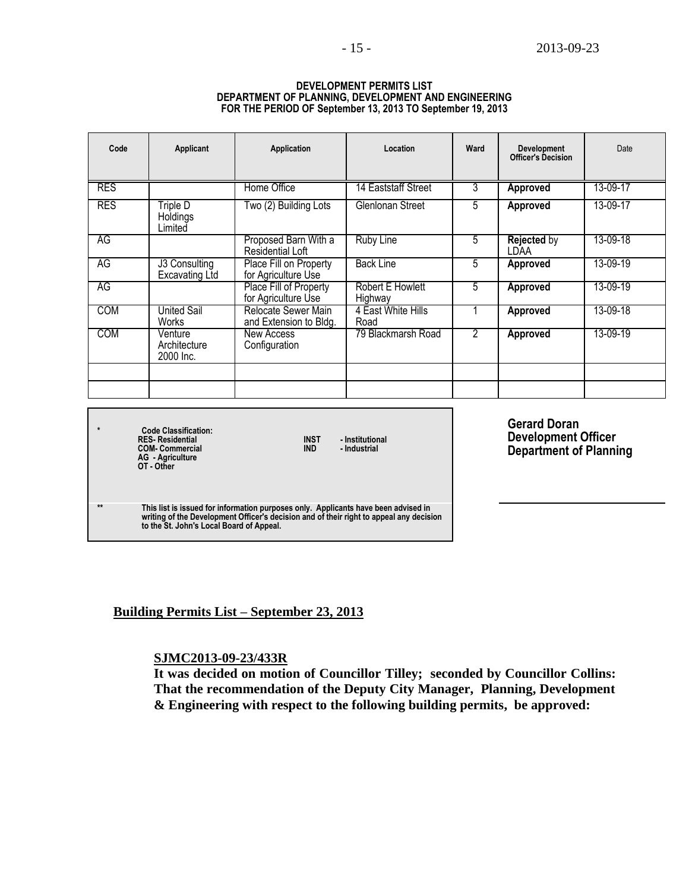**DEVELOPMENT PERMITS LIST**
**DEPARTMENT OF PLANNING, DEVELOPMENT AND ENGINEERING**
**FOR THE PERIOD OF September 13, 2013 TO September 19, 2013**

| Code | Applicant | Application | Location | Ward | Development Officer's Decision | Date |
|---|---|---|---|---|---|---|
| RES | | Home Office | 14 Eaststaff Street | 3 | **Approved** | 13-09-17 |
| RES | Triple D Holdings Limited | Two (2) Building Lots | Glenlonan Street | 5 | **Approved** | 13-09-17 |
| AG | | Proposed Barn With a Residential Loft | Ruby Line | 5 | **Rejected** by LDAA | 13-09-18 |
| AG | J3 Consulting Excavating Ltd | Place Fill on Property for Agriculture Use | Back Line | 5 | **Approved** | 13-09-19 |
| AG | | Place Fill of Property for Agriculture Use | Robert E Howlett Highway | 5 | **Approved** | 13-09-19 |
| COM | United Sail Works | Relocate Sewer Main and Extension to Bldg. | 4 East White Hills Road | 1 | **Approved** | 13-09-18 |
| COM | Venture Architecture 2000 Inc. | New Access Configuration | 79 Blackmarsh Road | 2 | **Approved** | 13-09-19 |
| | | | | | | |
| | | | | | | |

\* **Code Classification:**
**RES- Residential**
**COM- Commercial**
**AG - Agriculture**
**OT - Other**
**INST - Institutional**
**IND - Industrial**

\*\* **This list is issued for information purposes only. Applicants have been advised in writing of the Development Officer's decision and of their right to appeal any decision to the St. John's Local Board of Appeal.**

**Gerard Doran**
**Development Officer**
**Department of Planning**

## Building Permits List – September 23, 2013

**SJMC2013-09-23/433R**

**It was decided on motion of Councillor Tilley; seconded by Councillor Collins: That the recommendation of the Deputy City Manager, Planning, Development & Engineering with respect to the following building permits, be approved:**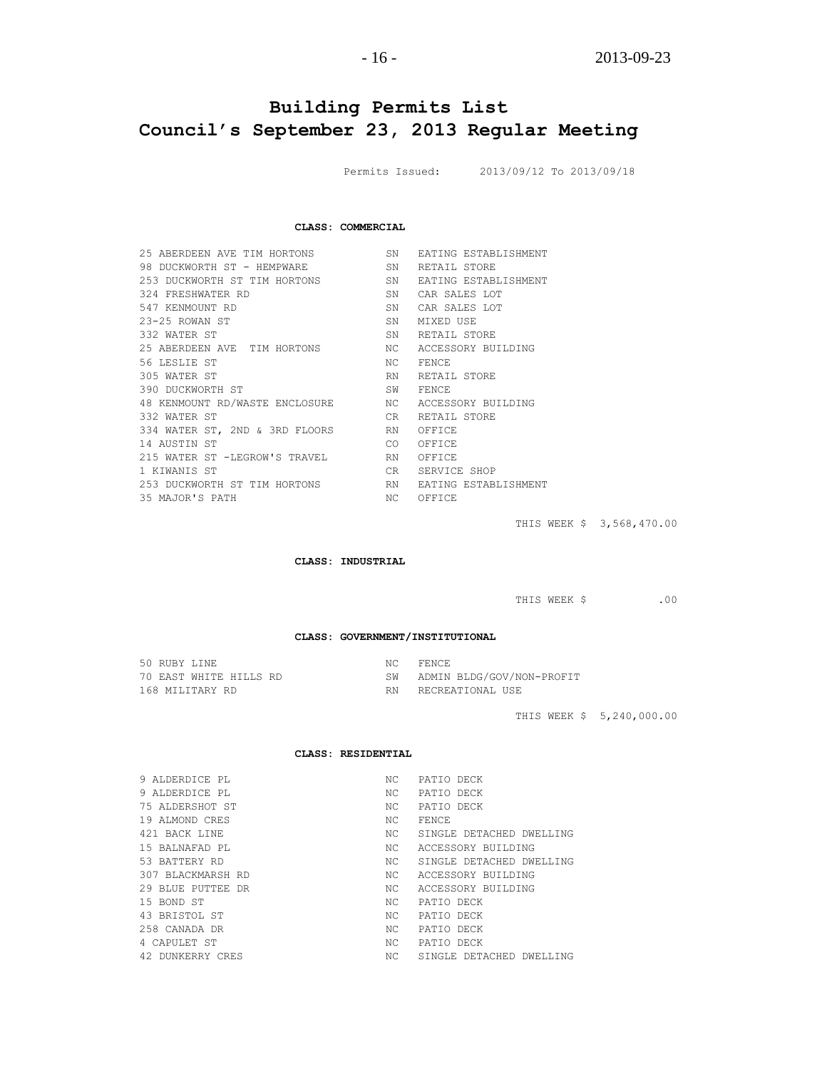# Building Permits List
# Council's September 23, 2013 Regular Meeting

Permits Issued: 2013/09/12 To 2013/09/18

**CLASS: COMMERCIAL**

| | | |
|---|---|---|
| 25 ABERDEEN AVE TIM HORTONS | SN | EATING ESTABLISHMENT |
| 98 DUCKWORTH ST - HEMPWARE | SN | RETAIL STORE |
| 253 DUCKWORTH ST TIM HORTONS | SN | EATING ESTABLISHMENT |
| 324 FRESHWATER RD | SN | CAR SALES LOT |
| 547 KENMOUNT RD | SN | CAR SALES LOT |
| 23-25 ROWAN ST | SN | MIXED USE |
| 332 WATER ST | SN | RETAIL STORE |
| 25 ABERDEEN AVE TIM HORTONS | NC | ACCESSORY BUILDING |
| 56 LESLIE ST | NC | FENCE |
| 305 WATER ST | RN | RETAIL STORE |
| 390 DUCKWORTH ST | SW | FENCE |
| 48 KENMOUNT RD/WASTE ENCLOSURE | NC | ACCESSORY BUILDING |
| 332 WATER ST | CR | RETAIL STORE |
| 334 WATER ST, 2ND & 3RD FLOORS | RN | OFFICE |
| 14 AUSTIN ST | CO | OFFICE |
| 215 WATER ST -LEGROW'S TRAVEL | RN | OFFICE |
| 1 KIWANIS ST | CR | SERVICE SHOP |
| 253 DUCKWORTH ST TIM HORTONS | RN | EATING ESTABLISHMENT |
| 35 MAJOR'S PATH | NC | OFFICE |

THIS WEEK $ 3,568,470.00

**CLASS: INDUSTRIAL**

THIS WEEK $ .00

**CLASS: GOVERNMENT/INSTITUTIONAL**

| | | |
|---|---|---|
| 50 RUBY LINE | NC | FENCE |
| 70 EAST WHITE HILLS RD | SW | ADMIN BLDG/GOV/NON-PROFIT |
| 168 MILITARY RD | RN | RECREATIONAL USE |

THIS WEEK $ 5,240,000.00

**CLASS: RESIDENTIAL**

| | | |
|---|---|---|
| 9 ALDERDICE PL | NC | PATIO DECK |
| 9 ALDERDICE PL | NC | PATIO DECK |
| 75 ALDERSHOT ST | NC | PATIO DECK |
| 19 ALMOND CRES | NC | FENCE |
| 421 BACK LINE | NC | SINGLE DETACHED DWELLING |
| 15 BALNAFAD PL | NC | ACCESSORY BUILDING |
| 53 BATTERY RD | NC | SINGLE DETACHED DWELLING |
| 307 BLACKMARSH RD | NC | ACCESSORY BUILDING |
| 29 BLUE PUTTEE DR | NC | ACCESSORY BUILDING |
| 15 BOND ST | NC | PATIO DECK |
| 43 BRISTOL ST | NC | PATIO DECK |
| 258 CANADA DR | NC | PATIO DECK |
| 4 CAPULET ST | NC | PATIO DECK |
| 42 DUNKERRY CRES | NC | SINGLE DETACHED DWELLING |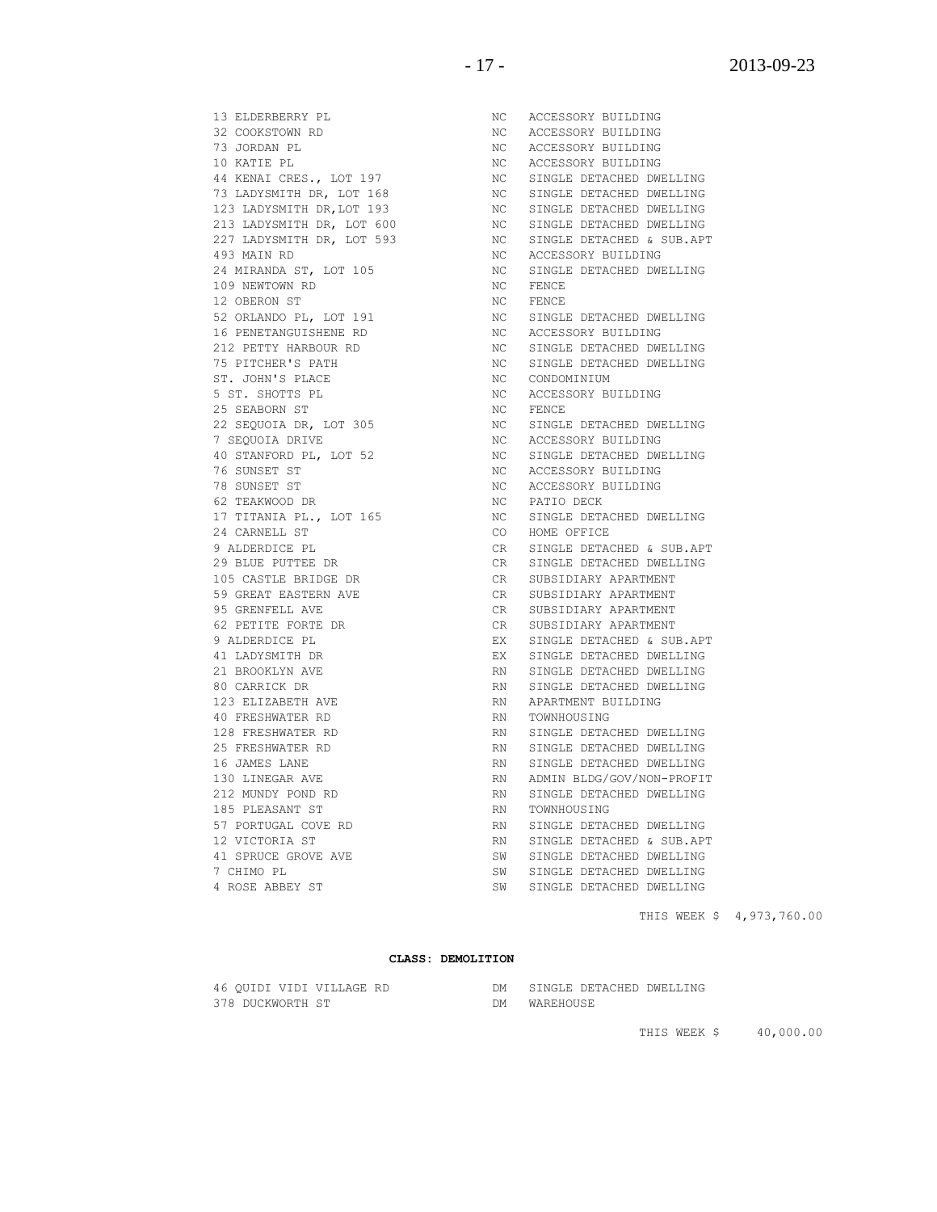| | | |
|---|---|---|
| 13 ELDERBERRY PL | NC | ACCESSORY BUILDING |
| 32 COOKSTOWN RD | NC | ACCESSORY BUILDING |
| 73 JORDAN PL | NC | ACCESSORY BUILDING |
| 10 KATIE PL | NC | ACCESSORY BUILDING |
| 44 KENAI CRES., LOT 197 | NC | SINGLE DETACHED DWELLING |
| 73 LADYSMITH DR, LOT 168 | NC | SINGLE DETACHED DWELLING |
| 123 LADYSMITH DR,LOT 193 | NC | SINGLE DETACHED DWELLING |
| 213 LADYSMITH DR, LOT 600 | NC | SINGLE DETACHED DWELLING |
| 227 LADYSMITH DR, LOT 593 | NC | SINGLE DETACHED & SUB.APT |
| 493 MAIN RD | NC | ACCESSORY BUILDING |
| 24 MIRANDA ST, LOT 105 | NC | SINGLE DETACHED DWELLING |
| 109 NEWTOWN RD | NC | FENCE |
| 12 OBERON ST | NC | FENCE |
| 52 ORLANDO PL, LOT 191 | NC | SINGLE DETACHED DWELLING |
| 16 PENETANGUISHENE RD | NC | ACCESSORY BUILDING |
| 212 PETTY HARBOUR RD | NC | SINGLE DETACHED DWELLING |
| 75 PITCHER'S PATH | NC | SINGLE DETACHED DWELLING |
| ST. JOHN'S PLACE | NC | CONDOMINIUM |
| 5 ST. SHOTTS PL | NC | ACCESSORY BUILDING |
| 25 SEABORN ST | NC | FENCE |
| 22 SEQUOIA DR, LOT 305 | NC | SINGLE DETACHED DWELLING |
| 7 SEQUOIA DRIVE | NC | ACCESSORY BUILDING |
| 40 STANFORD PL, LOT 52 | NC | SINGLE DETACHED DWELLING |
| 76 SUNSET ST | NC | ACCESSORY BUILDING |
| 78 SUNSET ST | NC | ACCESSORY BUILDING |
| 62 TEAKWOOD DR | NC | PATIO DECK |
| 17 TITANIA PL., LOT 165 | NC | SINGLE DETACHED DWELLING |
| 24 CARNELL ST | CO | HOME OFFICE |
| 9 ALDERDICE PL | CR | SINGLE DETACHED & SUB.APT |
| 29 BLUE PUTTEE DR | CR | SINGLE DETACHED DWELLING |
| 105 CASTLE BRIDGE DR | CR | SUBSIDIARY APARTMENT |
| 59 GREAT EASTERN AVE | CR | SUBSIDIARY APARTMENT |
| 95 GRENFELL AVE | CR | SUBSIDIARY APARTMENT |
| 62 PETITE FORTE DR | CR | SUBSIDIARY APARTMENT |
| 9 ALDERDICE PL | EX | SINGLE DETACHED & SUB.APT |
| 41 LADYSMITH DR | EX | SINGLE DETACHED DWELLING |
| 21 BROOKLYN AVE | RN | SINGLE DETACHED DWELLING |
| 80 CARRICK DR | RN | SINGLE DETACHED DWELLING |
| 123 ELIZABETH AVE | RN | APARTMENT BUILDING |
| 40 FRESHWATER RD | RN | TOWNHOUSING |
| 128 FRESHWATER RD | RN | SINGLE DETACHED DWELLING |
| 25 FRESHWATER RD | RN | SINGLE DETACHED DWELLING |
| 16 JAMES LANE | RN | SINGLE DETACHED DWELLING |
| 130 LINEGAR AVE | RN | ADMIN BLDG/GOV/NON-PROFIT |
| 212 MUNDY POND RD | RN | SINGLE DETACHED DWELLING |
| 185 PLEASANT ST | RN | TOWNHOUSING |
| 57 PORTUGAL COVE RD | RN | SINGLE DETACHED DWELLING |
| 12 VICTORIA ST | RN | SINGLE DETACHED & SUB.APT |
| 41 SPRUCE GROVE AVE | SW | SINGLE DETACHED DWELLING |
| 7 CHIMO PL | SW | SINGLE DETACHED DWELLING |
| 4 ROSE ABBEY ST | SW | SINGLE DETACHED DWELLING |

THIS WEEK $ 4,973,760.00

**CLASS: DEMOLITION**

| | | |
|---|---|---|
| 46 QUIDI VIDI VILLAGE RD | DM | SINGLE DETACHED DWELLING |
| 378 DUCKWORTH ST | DM | WAREHOUSE |

THIS WEEK $ 40,000.00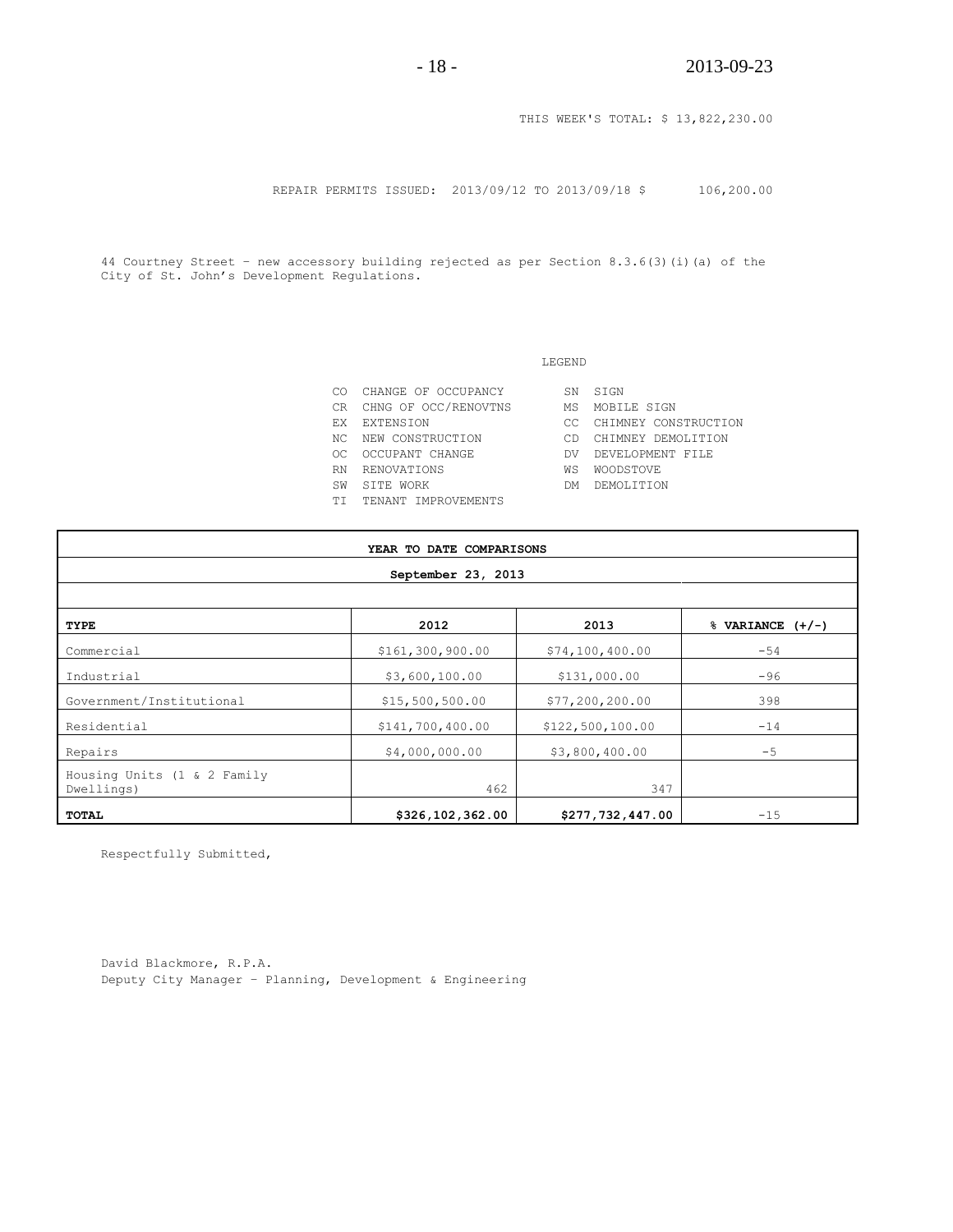THIS WEEK'S TOTAL: $ 13,822,230.00

REPAIR PERMITS ISSUED: 2013/09/12 TO 2013/09/18 $ 106,200.00

44 Courtney Street – new accessory building rejected as per Section 8.3.6(3)(i)(a) of the City of St. John's Development Regulations.

LEGEND

| | | | |
|---|---|---|---|
| CO | CHANGE OF OCCUPANCY | SN | SIGN |
| CR | CHNG OF OCC/RENOVTNS | MS | MOBILE SIGN |
| EX | EXTENSION | CC | CHIMNEY CONSTRUCTION |
| NC | NEW CONSTRUCTION | CD | CHIMNEY DEMOLITION |
| OC | OCCUPANT CHANGE | DV | DEVELOPMENT FILE |
| RN | RENOVATIONS | WS | WOODSTOVE |
| SW | SITE WORK | DM | DEMOLITION |
| TI | TENANT IMPROVEMENTS | | |

**YEAR TO DATE COMPARISONS**

**September 23, 2013**

| **TYPE** | **2012** | **2013** | **% VARIANCE (+/-)** |
|---|---|---|---|
| Commercial | $161,300,900.00 | $74,100,400.00 | -54 |
| Industrial | $3,600,100.00 | $131,000.00 | -96 |
| Government/Institutional | $15,500,500.00 | $77,200,200.00 | 398 |
| Residential | $141,700,400.00 | $122,500,100.00 | -14 |
| Repairs | $4,000,000.00 | $3,800,400.00 | -5 |
| Housing Units (1 & 2 Family Dwellings) | 462 | 347 | |
| **TOTAL** | **$326,102,362.00** | **$277,732,447.00** | -15 |

Respectfully Submitted,

David Blackmore, R.P.A.
Deputy City Manager – Planning, Development & Engineering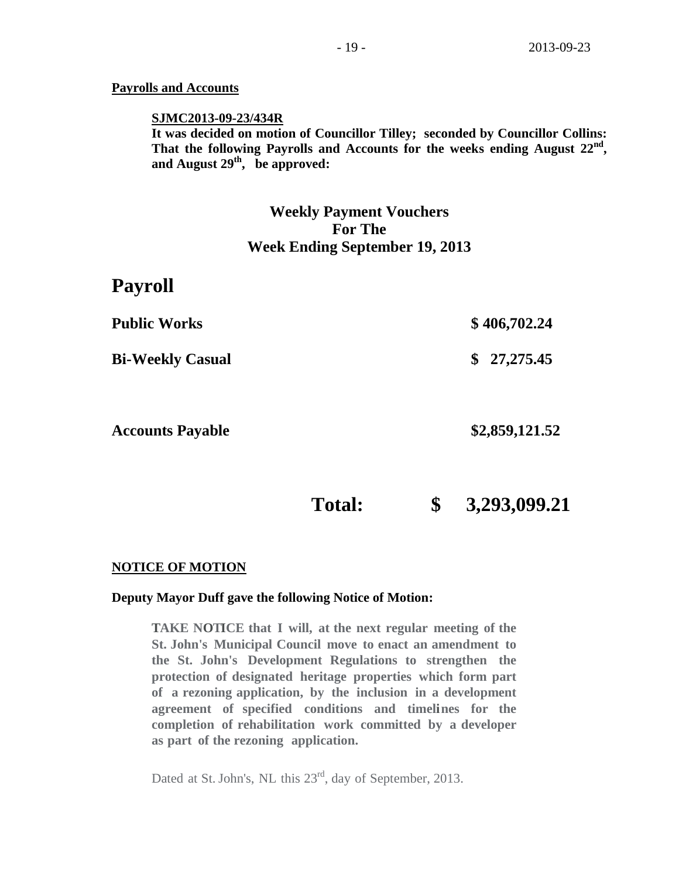**Payrolls and Accounts**

**SJMC2013-09-23/434R**
**It was decided on motion of Councillor Tilley; seconded by Councillor Collins: That the following Payrolls and Accounts for the weeks ending August 22nd, and August 29th, be approved:**

**Weekly Payment Vouchers**
**For The**
**Week Ending September 19, 2013**

# Payroll

| | |
|---|---|
| **Public Works** | **$ 406,702.24** |
| **Bi-Weekly Casual** | **$ 27,275.45** |
| **Accounts Payable** | **$2,859,121.52** |
| **Total:** | **$ 3,293,099.21** |

**NOTICE OF MOTION**

**Deputy Mayor Duff gave the following Notice of Motion:**

**TAKE NOTICE that I will, at the next regular meeting of the St. John's Municipal Council move to enact an amendment to the St. John's Development Regulations to strengthen the protection of designated heritage properties which form part of a rezoning application, by the inclusion in a development agreement of specified conditions and timelines for the completion of rehabilitation work committed by a developer as part of the rezoning application.**

Dated at St. John's, NL this 23rd, day of September, 2013.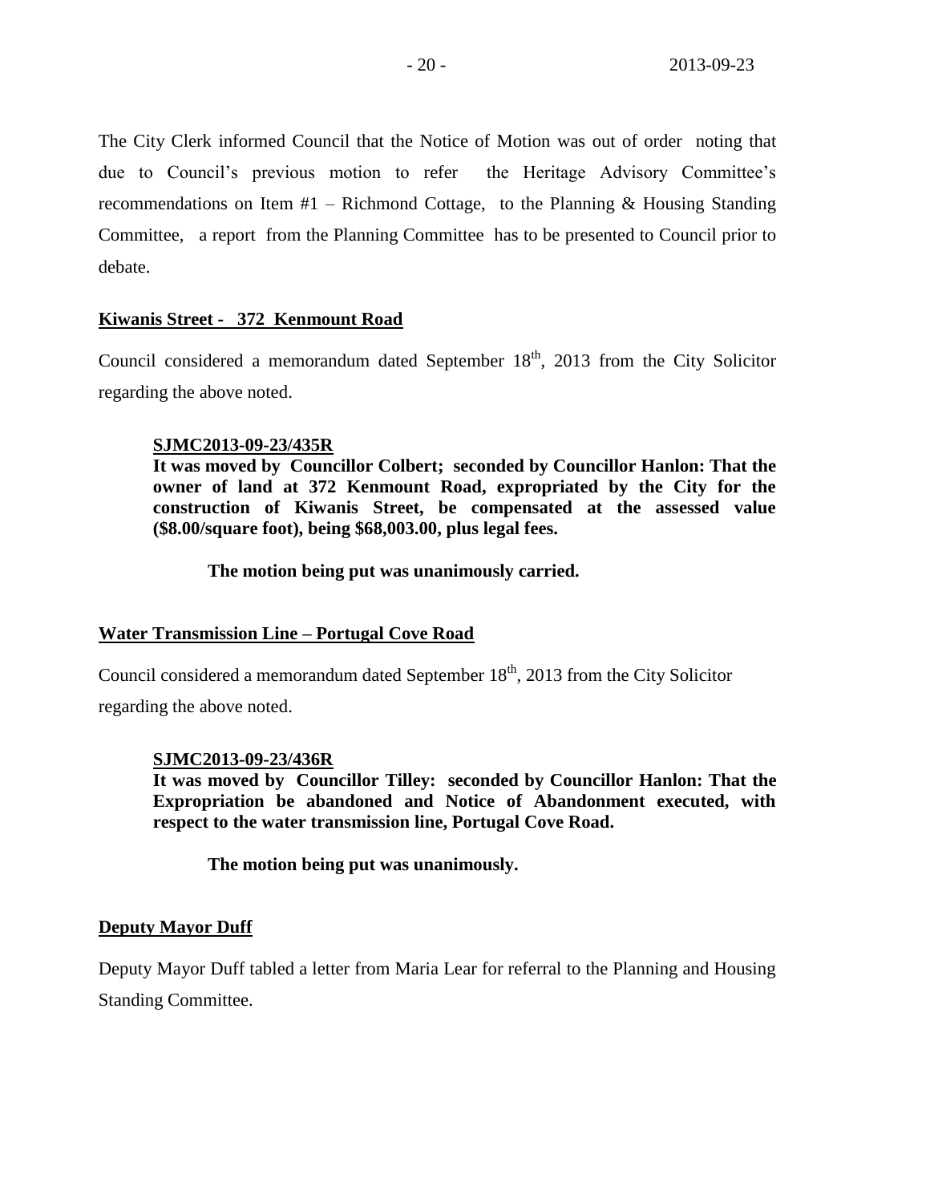The City Clerk informed Council that the Notice of Motion was out of order noting that due to Council's previous motion to refer the Heritage Advisory Committee's recommendations on Item #1 – Richmond Cottage, to the Planning & Housing Standing Committee, a report from the Planning Committee has to be presented to Council prior to debate.

**Kiwanis Street - 372 Kenmount Road**

Council considered a memorandum dated September 18th, 2013 from the City Solicitor regarding the above noted.

> **SJMC2013-09-23/435R**
> **It was moved by Councillor Colbert; seconded by Councillor Hanlon: That the owner of land at 372 Kenmount Road, expropriated by the City for the construction of Kiwanis Street, be compensated at the assessed value ($8.00/square foot), being $68,003.00, plus legal fees.**
>
> **The motion being put was unanimously carried.**

**Water Transmission Line – Portugal Cove Road**

Council considered a memorandum dated September 18th, 2013 from the City Solicitor regarding the above noted.

> **SJMC2013-09-23/436R**
> **It was moved by Councillor Tilley: seconded by Councillor Hanlon: That the Expropriation be abandoned and Notice of Abandonment executed, with respect to the water transmission line, Portugal Cove Road.**
>
> **The motion being put was unanimously.**

**Deputy Mayor Duff**

Deputy Mayor Duff tabled a letter from Maria Lear for referral to the Planning and Housing Standing Committee.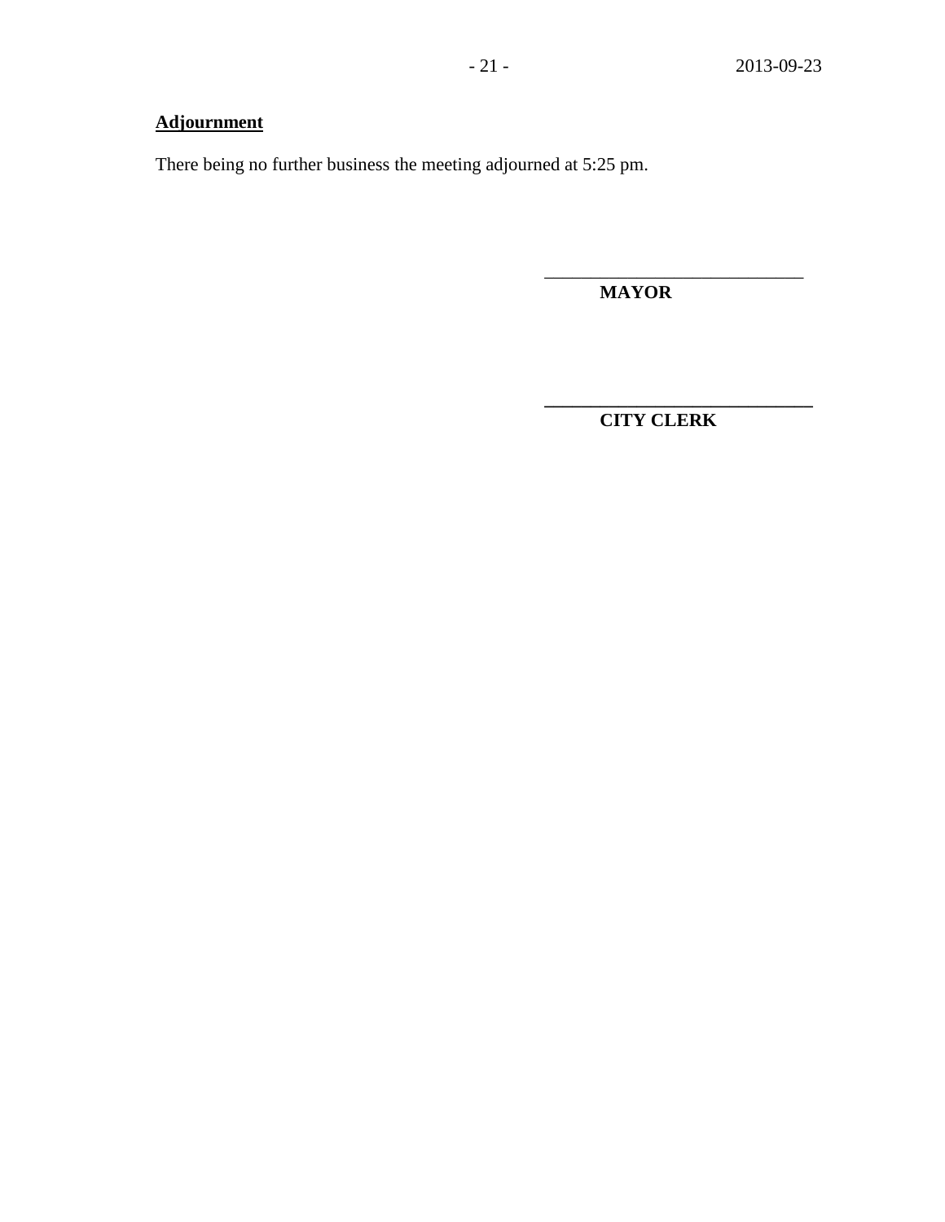**Adjournment**

There being no further business the meeting adjourned at 5:25 pm.

\_\_\_\_\_\_\_\_\_\_\_\_\_\_\_\_\_\_\_\_\_\_\_\_\_\_\_\_
**MAYOR**

\_\_\_\_\_\_\_\_\_\_\_\_\_\_\_\_\_\_\_\_\_\_\_\_\_\_\_\_
**CITY CLERK**